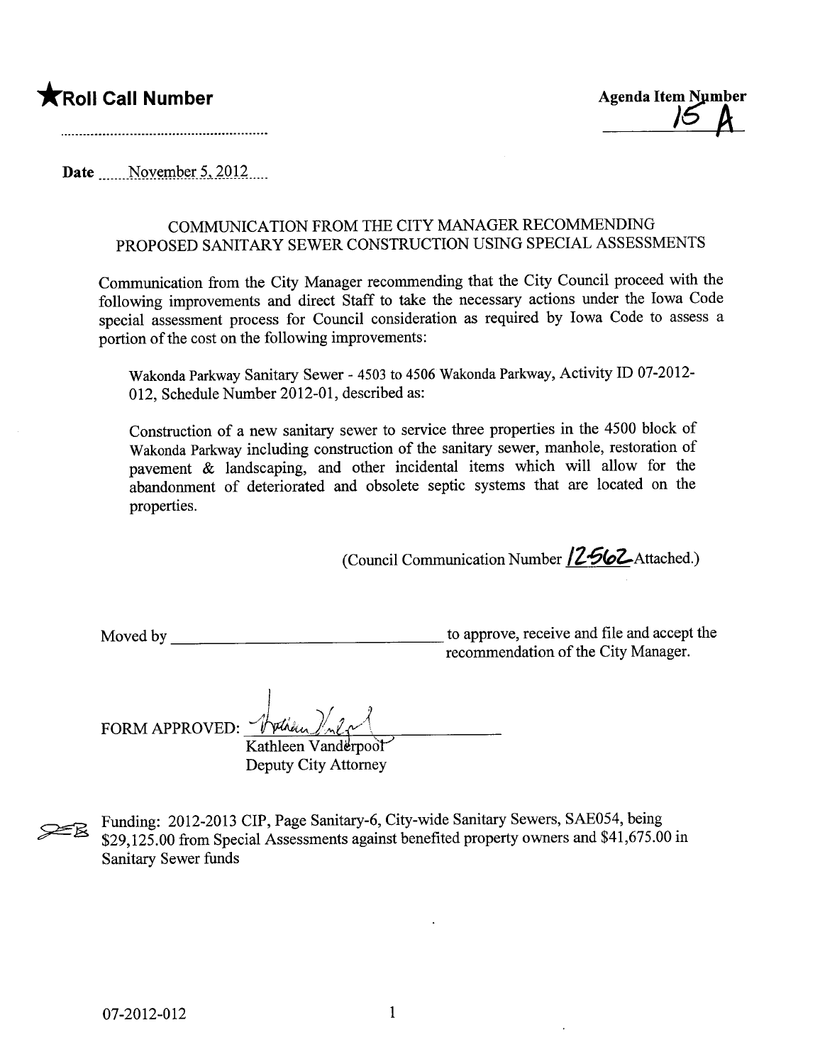★**Roll Call Number**

**Agenda Item Number**
15 A

**Date** November 5, 2012

COMMUNICATION FROM THE CITY MANAGER RECOMMENDING PROPOSED SANITARY SEWER CONSTRUCTION USING SPECIAL ASSESSMENTS

Communication from the City Manager recommending that the City Council proceed with the following improvements and direct Staff to take the necessary actions under the Iowa Code special assessment process for Council consideration as required by Iowa Code to assess a portion of the cost on the following improvements:

Wakonda Parkway Sanitary Sewer - 4503 to 4506 Wakonda Parkway, Activity ID 07-2012-012, Schedule Number 2012-01, described as:

Construction of a new sanitary sewer to service three properties in the 4500 block of Wakonda Parkway including construction of the sanitary sewer, manhole, restoration of pavement & landscaping, and other incidental items which will allow for the abandonment of deteriorated and obsolete septic systems that are located on the properties.

(Council Communication Number 12-562 Attached.)

Moved by ______________________________ to approve, receive and file and accept the recommendation of the City Manager.

FORM APPROVED: [signature]
Kathleen Vanderpool
Deputy City Attorney

Funding: 2012-2013 CIP, Page Sanitary-6, City-wide Sanitary Sewers, SAE054, being $29,125.00 from Special Assessments against benefited property owners and $41,675.00 in Sanitary Sewer funds

07-2012-012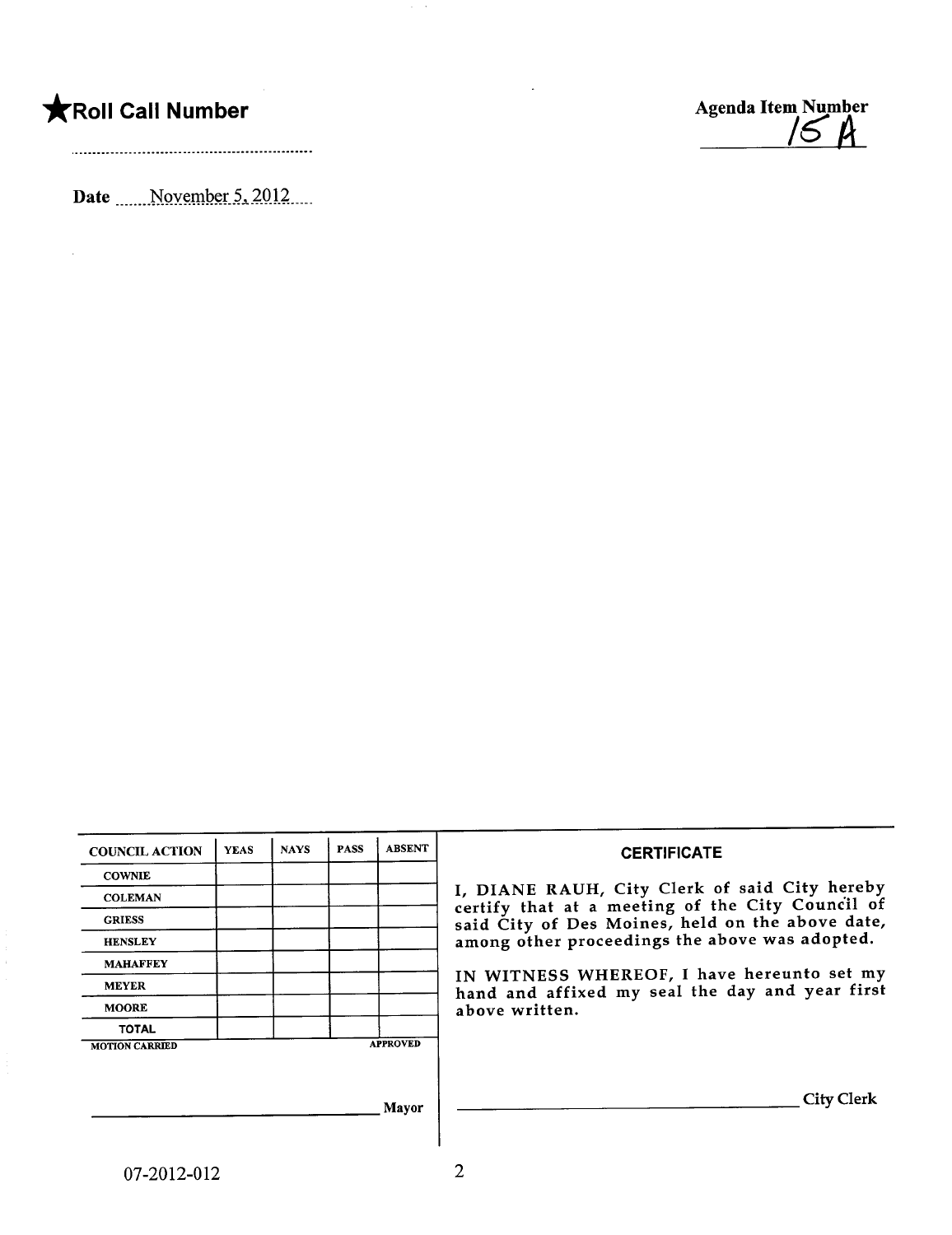**★Roll Call Number**

..........................................................

**Agenda Item Number**

15 A

**Date** ......November 5, 2012.....

| COUNCIL ACTION | YEAS | NAYS | PASS | ABSENT |
|---|---|---|---|---|
| COWNIE | | | | |
| COLEMAN | | | | |
| GRIESS | | | | |
| HENSLEY | | | | |
| MAHAFFEY | | | | |
| MEYER | | | | |
| MOORE | | | | |
| TOTAL | | | | |
| MOTION CARRIED | | | | APPROVED |

______________________________ Mayor

**CERTIFICATE**

I, DIANE RAUH, City Clerk of said City hereby certify that at a meeting of the City Council of said City of Des Moines, held on the above date, among other proceedings the above was adopted.

IN WITNESS WHEREOF, I have hereunto set my hand and affixed my seal the day and year first above written.

______________________________ City Clerk

07-2012-012